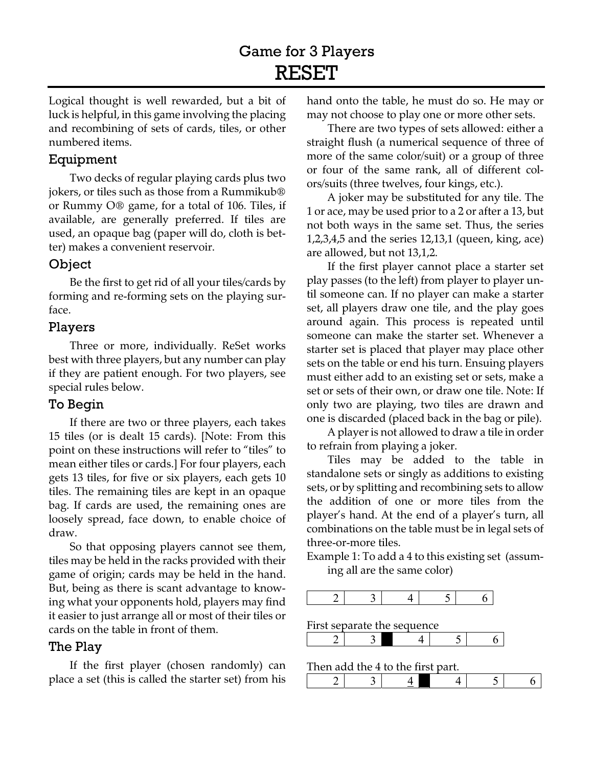Game for 3 Players

# RESET

Logical thought is well rewarded, but a bit of luck is helpful, in this game involving the placing and recombining of sets of cards, tiles, or other numbered items.

## Equipment

Two decks of regular playing cards plus two jokers, or tiles such as those from a Rummikub® or Rummy O® game, for a total of 106. Tiles, if available, are generally preferred. If tiles are used, an opaque bag (paper will do, cloth is better) makes a convenient reservoir.

## Object

Be the first to get rid of all your tiles/cards by forming and re-forming sets on the playing surface.

## Players

Three or more, individually. ReSet works best with three players, but any number can play if they are patient enough. For two players, see special rules below.

## To Begin

If there are two or three players, each takes 15 tiles (or is dealt 15 cards). [Note: From this point on these instructions will refer to "tiles" to mean either tiles or cards.] For four players, each gets 13 tiles, for five or six players, each gets 10 tiles. The remaining tiles are kept in an opaque bag. If cards are used, the remaining ones are loosely spread, face down, to enable choice of draw.

So that opposing players cannot see them, tiles may be held in the racks provided with their game of origin; cards may be held in the hand. But, being as there is scant advantage to knowing what your opponents hold, players may find it easier to just arrange all or most of their tiles or cards on the table in front of them.

## The Play

If the first player (chosen randomly) can place a set (this is called the starter set) from his hand onto the table, he must do so. He may or may not choose to play one or more other sets.

There are two types of sets allowed: either a straight flush (a numerical sequence of three of more of the same color/suit) or a group of three or four of the same rank, all of different colors/suits (three twelves, four kings, etc.).

A joker may be substituted for any tile. The 1 or ace, may be used prior to a 2 or after a 13, but not both ways in the same set. Thus, the series 1,2,3,4,5 and the series 12,13,1 (queen, king, ace) are allowed, but not 13,1,2.

If the first player cannot place a starter set play passes (to the left) from player to player until someone can. If no player can make a starter set, all players draw one tile, and the play goes around again. This process is repeated until someone can make the starter set. Whenever a starter set is placed that player may place other sets on the table or end his turn. Ensuing players must either add to an existing set or sets, make a set or sets of their own, or draw one tile. Note: If only two are playing, two tiles are drawn and one is discarded (placed back in the bag or pile).

A player is not allowed to draw a tile in order to refrain from playing a joker.

Tiles may be added to the table in standalone sets or singly as additions to existing sets, or by splitting and recombining sets to allow the addition of one or more tiles from the player's hand. At the end of a player's turn, all combinations on the table must be in legal sets of three-or-more tiles.

Example 1: To add a 4 to this existing set (assuming all are the same color)

| 2 | 3 | 4 | 5 | 6 |
|---|---|---|---|---|

First separate the sequence

| 2 | 3 | ■ | 4 | 5 | 6 |
|---|---|---|---|---|---|

Then add the 4 to the first part.

| 2 | 3 | <u>4</u> | ■ | 4 | 5 | 6 |
|---|---|---|---|---|---|---|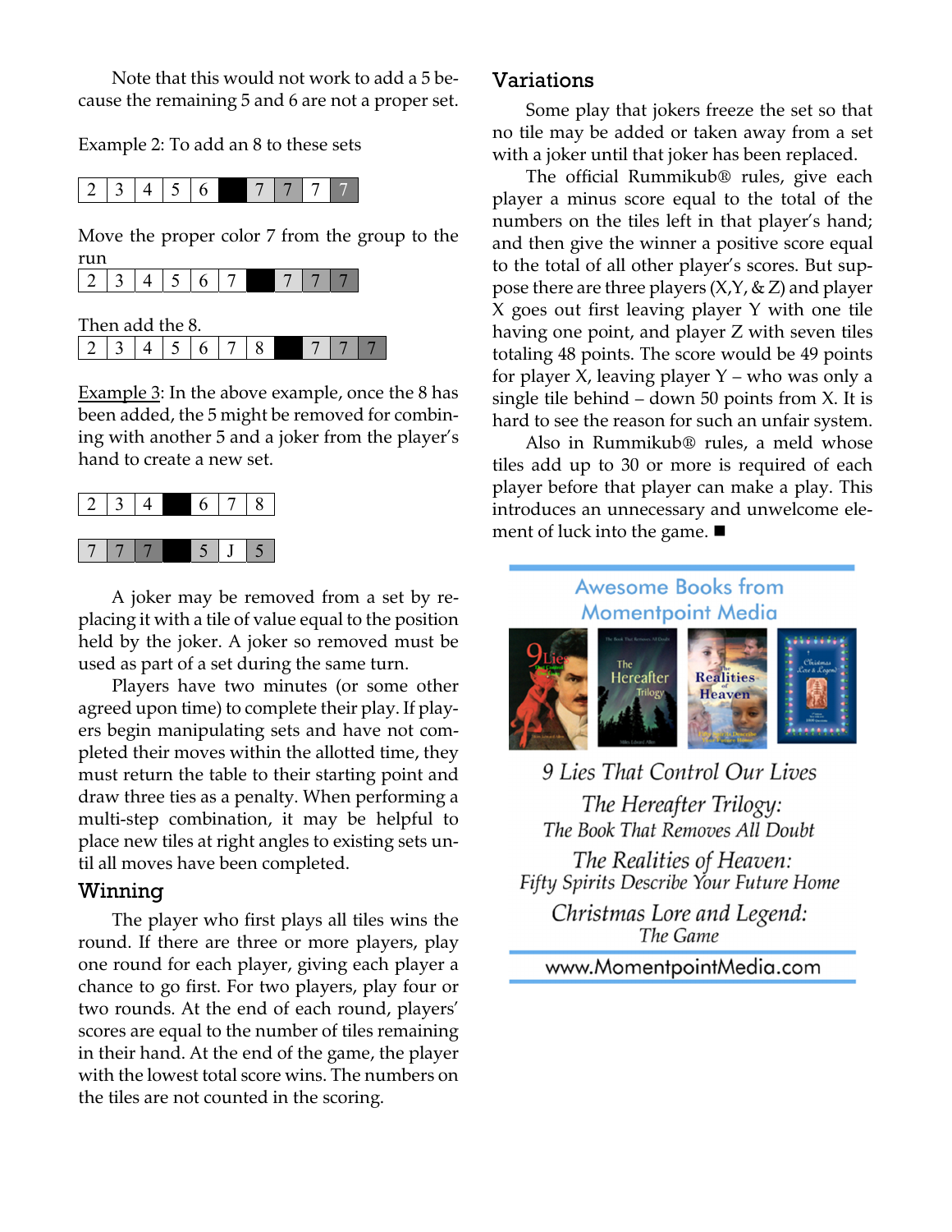Note that this would not work to add a 5 because the remaining 5 and 6 are not a proper set.

Example 2: To add an 8 to these sets

| | | | | | | | | | |
|---|---|---|---|---|---|---|---|---|---|
| 2 | 3 | 4 | 5 | 6 | | 7 | 7 | 7 | 7 |

Move the proper color 7 from the group to the run

| | | | | | | | | | |
|---|---|---|---|---|---|---|---|---|---|
| 2 | 3 | 4 | 5 | 6 | 7 | | 7 | 7 | 7 |

Then add the 8.

| | | | | | | | | | | |
|---|---|---|---|---|---|---|---|---|---|---|
| 2 | 3 | 4 | 5 | 6 | 7 | 8 | | 7 | 7 | 7 |

Example 3: In the above example, once the 8 has been added, the 5 might be removed for combining with another 5 and a joker from the player's hand to create a new set.

| | | | | | | |
|---|---|---|---|---|---|---|
| 2 | 3 | 4 | | 6 | 7 | 8 |

| | | | | | | |
|---|---|---|---|---|---|---|
| 7 | 7 | 7 | | 5 | J | 5 |

A joker may be removed from a set by replacing it with a tile of value equal to the position held by the joker. A joker so removed must be used as part of a set during the same turn.

Players have two minutes (or some other agreed upon time) to complete their play. If players begin manipulating sets and have not completed their moves within the allotted time, they must return the table to their starting point and draw three ties as a penalty. When performing a multi-step combination, it may be helpful to place new tiles at right angles to existing sets until all moves have been completed.

## Winning

The player who first plays all tiles wins the round. If there are three or more players, play one round for each player, giving each player a chance to go first. For two players, play four or two rounds. At the end of each round, players' scores are equal to the number of tiles remaining in their hand. At the end of the game, the player with the lowest total score wins. The numbers on the tiles are not counted in the scoring.

## Variations

Some play that jokers freeze the set so that no tile may be added or taken away from a set with a joker until that joker has been replaced.

The official Rummikub® rules, give each player a minus score equal to the total of the numbers on the tiles left in that player's hand; and then give the winner a positive score equal to the total of all other player's scores. But suppose there are three players (X,Y, & Z) and player X goes out first leaving player Y with one tile having one point, and player Z with seven tiles totaling 48 points. The score would be 49 points for player X, leaving player Y – who was only a single tile behind – down 50 points from X. It is hard to see the reason for such an unfair system.

Also in Rummikub® rules, a meld whose tiles add up to 30 or more is required of each player before that player can make a play. This introduces an unnecessary and unwelcome element of luck into the game. ■

Awesome Books from Momentpoint Media

*9 Lies That Control Our Lives*

*The Hereafter Trilogy: The Book That Removes All Doubt*

*The Realities of Heaven: Fifty Spirits Describe Your Future Home*

*Christmas Lore and Legend: The Game*

www.MomentpointMedia.com